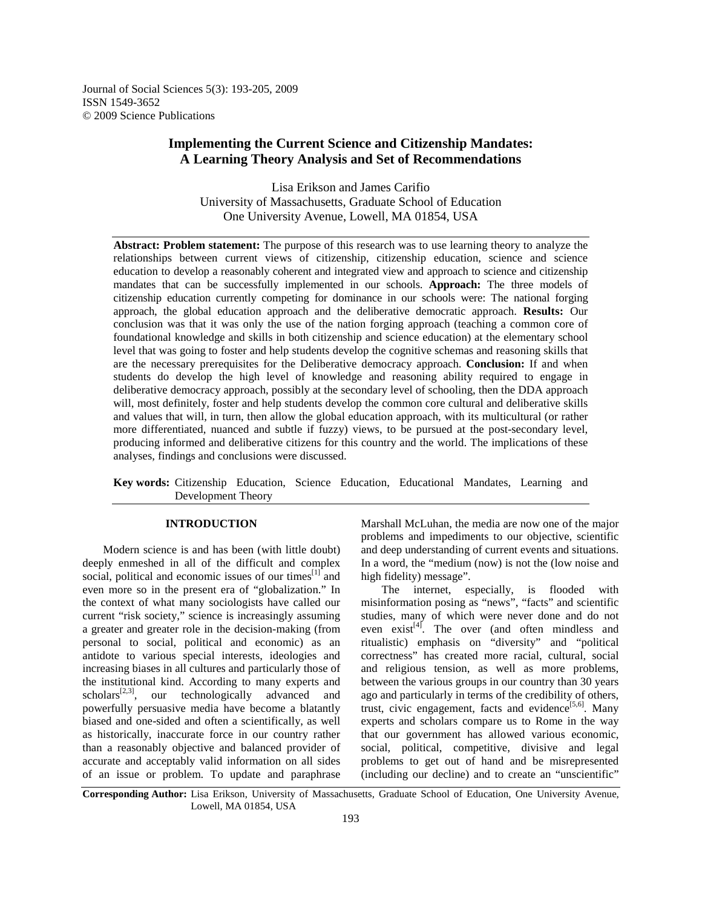Journal of Social Sciences 5(3): 193-205, 2009
ISSN 1549-3652
© 2009 Science Publications

# Implementing the Current Science and Citizenship Mandates: A Learning Theory Analysis and Set of Recommendations

Lisa Erikson and James Carifio
University of Massachusetts, Graduate School of Education
One University Avenue, Lowell, MA 01854, USA

**Abstract: Problem statement:** The purpose of this research was to use learning theory to analyze the relationships between current views of citizenship, citizenship education, science and science education to develop a reasonably coherent and integrated view and approach to science and citizenship mandates that can be successfully implemented in our schools. **Approach:** The three models of citizenship education currently competing for dominance in our schools were: The national forging approach, the global education approach and the deliberative democratic approach. **Results:** Our conclusion was that it was only the use of the nation forging approach (teaching a common core of foundational knowledge and skills in both citizenship and science education) at the elementary school level that was going to foster and help students develop the cognitive schemas and reasoning skills that are the necessary prerequisites for the Deliberative democracy approach. **Conclusion:** If and when students do develop the high level of knowledge and reasoning ability required to engage in deliberative democracy approach, possibly at the secondary level of schooling, then the DDA approach will, most definitely, foster and help students develop the common core cultural and deliberative skills and values that will, in turn, then allow the global education approach, with its multicultural (or rather more differentiated, nuanced and subtle if fuzzy) views, to be pursued at the post-secondary level, producing informed and deliberative citizens for this country and the world. The implications of these analyses, findings and conclusions were discussed.

**Key words:** Citizenship Education, Science Education, Educational Mandates, Learning and Development Theory

## INTRODUCTION

Modern science is and has been (with little doubt) deeply enmeshed in all of the difficult and complex social, political and economic issues of our times[1] and even more so in the present era of "globalization." In the context of what many sociologists have called our current "risk society," science is increasingly assuming a greater and greater role in the decision-making (from personal to social, political and economic) as an antidote to various special interests, ideologies and increasing biases in all cultures and particularly those of the institutional kind. According to many experts and scholars[2,3], our technologically advanced and powerfully persuasive media have become a blatantly biased and one-sided and often a scientifically, as well as historically, inaccurate force in our country rather than a reasonably objective and balanced provider of accurate and acceptably valid information on all sides of an issue or problem. To update and paraphrase Marshall McLuhan, the media are now one of the major problems and impediments to our objective, scientific and deep understanding of current events and situations. In a word, the "medium (now) is not the (low noise and high fidelity) message".

The internet, especially, is flooded with misinformation posing as "news", "facts" and scientific studies, many of which were never done and do not even exist[4]. The over (and often mindless and ritualistic) emphasis on "diversity" and "political correctness" has created more racial, cultural, social and religious tension, as well as more problems, between the various groups in our country than 30 years ago and particularly in terms of the credibility of others, trust, civic engagement, facts and evidence[5,6]. Many experts and scholars compare us to Rome in the way that our government has allowed various economic, social, political, competitive, divisive and legal problems to get out of hand and be misrepresented (including our decline) and to create an "unscientific"

**Corresponding Author:** Lisa Erikson, University of Massachusetts, Graduate School of Education, One University Avenue, Lowell, MA 01854, USA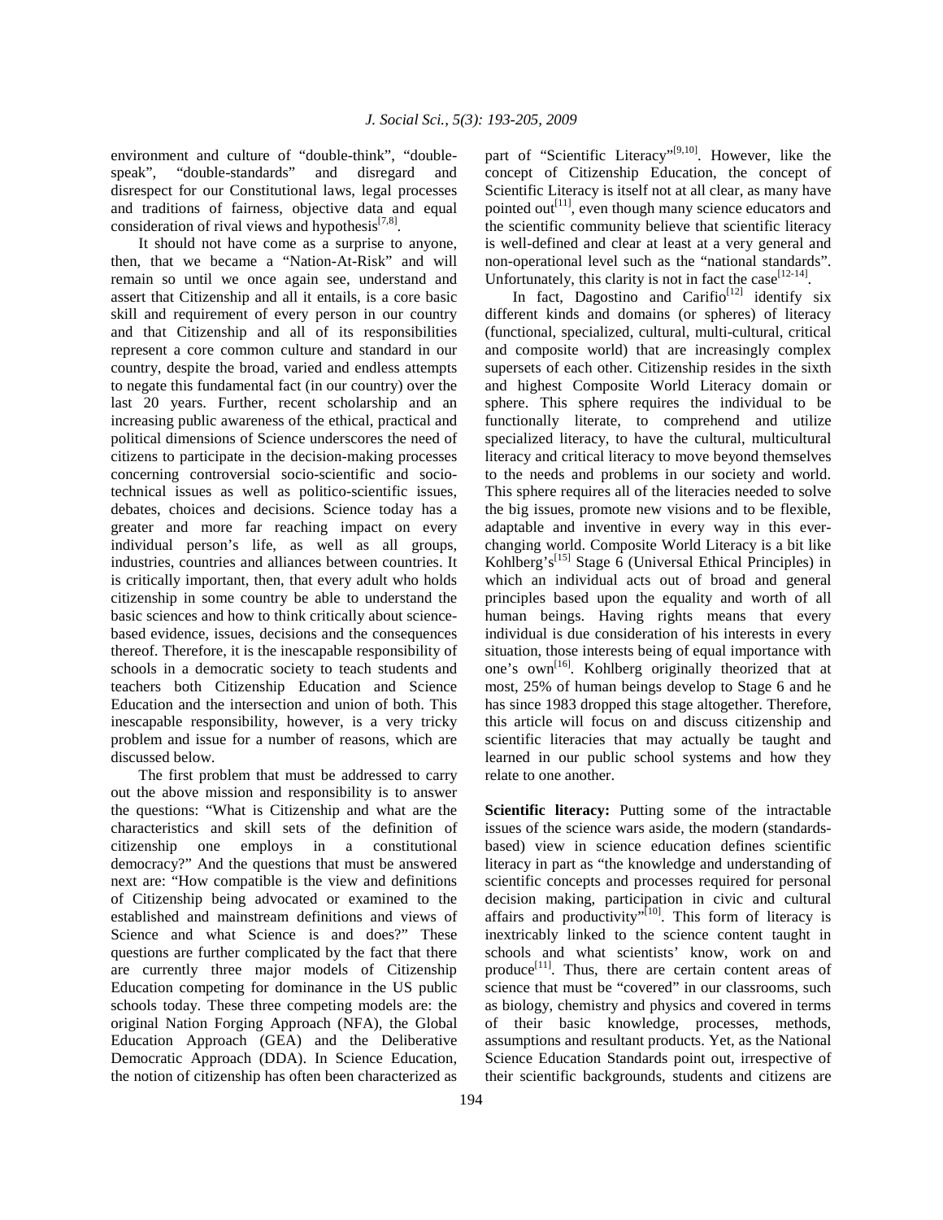environment and culture of "double-think", "double-speak", "double-standards" and disregard and disrespect for our Constitutional laws, legal processes and traditions of fairness, objective data and equal consideration of rival views and hypothesis[7,8].

It should not have come as a surprise to anyone, then, that we became a "Nation-At-Risk" and will remain so until we once again see, understand and assert that Citizenship and all it entails, is a core basic skill and requirement of every person in our country and that Citizenship and all of its responsibilities represent a core common culture and standard in our country, despite the broad, varied and endless attempts to negate this fundamental fact (in our country) over the last 20 years. Further, recent scholarship and an increasing public awareness of the ethical, practical and political dimensions of Science underscores the need of citizens to participate in the decision-making processes concerning controversial socio-scientific and socio-technical issues as well as politico-scientific issues, debates, choices and decisions. Science today has a greater and more far reaching impact on every individual person's life, as well as all groups, industries, countries and alliances between countries. It is critically important, then, that every adult who holds citizenship in some country be able to understand the basic sciences and how to think critically about science-based evidence, issues, decisions and the consequences thereof. Therefore, it is the inescapable responsibility of schools in a democratic society to teach students and teachers both Citizenship Education and Science Education and the intersection and union of both. This inescapable responsibility, however, is a very tricky problem and issue for a number of reasons, which are discussed below.

The first problem that must be addressed to carry out the above mission and responsibility is to answer the questions: "What is Citizenship and what are the characteristics and skill sets of the definition of citizenship one employs in a constitutional democracy?" And the questions that must be answered next are: "How compatible is the view and definitions of Citizenship being advocated or examined to the established and mainstream definitions and views of Science and what Science is and does?" These questions are further complicated by the fact that there are currently three major models of Citizenship Education competing for dominance in the US public schools today. These three competing models are: the original Nation Forging Approach (NFA), the Global Education Approach (GEA) and the Deliberative Democratic Approach (DDA). In Science Education, the notion of citizenship has often been characterized as part of "Scientific Literacy"[9,10]. However, like the concept of Citizenship Education, the concept of Scientific Literacy is itself not at all clear, as many have pointed out[11], even though many science educators and the scientific community believe that scientific literacy is well-defined and clear at least at a very general and non-operational level such as the "national standards". Unfortunately, this clarity is not in fact the case[12-14].

In fact, Dagostino and Carifio[12] identify six different kinds and domains (or spheres) of literacy (functional, specialized, cultural, multi-cultural, critical and composite world) that are increasingly complex supersets of each other. Citizenship resides in the sixth and highest Composite World Literacy domain or sphere. This sphere requires the individual to be functionally literate, to comprehend and utilize specialized literacy, to have the cultural, multicultural literacy and critical literacy to move beyond themselves to the needs and problems in our society and world. This sphere requires all of the literacies needed to solve the big issues, promote new visions and to be flexible, adaptable and inventive in every way in this ever-changing world. Composite World Literacy is a bit like Kohlberg's[15] Stage 6 (Universal Ethical Principles) in which an individual acts out of broad and general principles based upon the equality and worth of all human beings. Having rights means that every individual is due consideration of his interests in every situation, those interests being of equal importance with one's own[16]. Kohlberg originally theorized that at most, 25% of human beings develop to Stage 6 and he has since 1983 dropped this stage altogether. Therefore, this article will focus on and discuss citizenship and scientific literacies that may actually be taught and learned in our public school systems and how they relate to one another.

**Scientific literacy:** Putting some of the intractable issues of the science wars aside, the modern (standards-based) view in science education defines scientific literacy in part as "the knowledge and understanding of scientific concepts and processes required for personal decision making, participation in civic and cultural affairs and productivity"[10]. This form of literacy is inextricably linked to the science content taught in schools and what scientists' know, work on and produce[11]. Thus, there are certain content areas of science that must be "covered" in our classrooms, such as biology, chemistry and physics and covered in terms of their basic knowledge, processes, methods, assumptions and resultant products. Yet, as the National Science Education Standards point out, irrespective of their scientific backgrounds, students and citizens are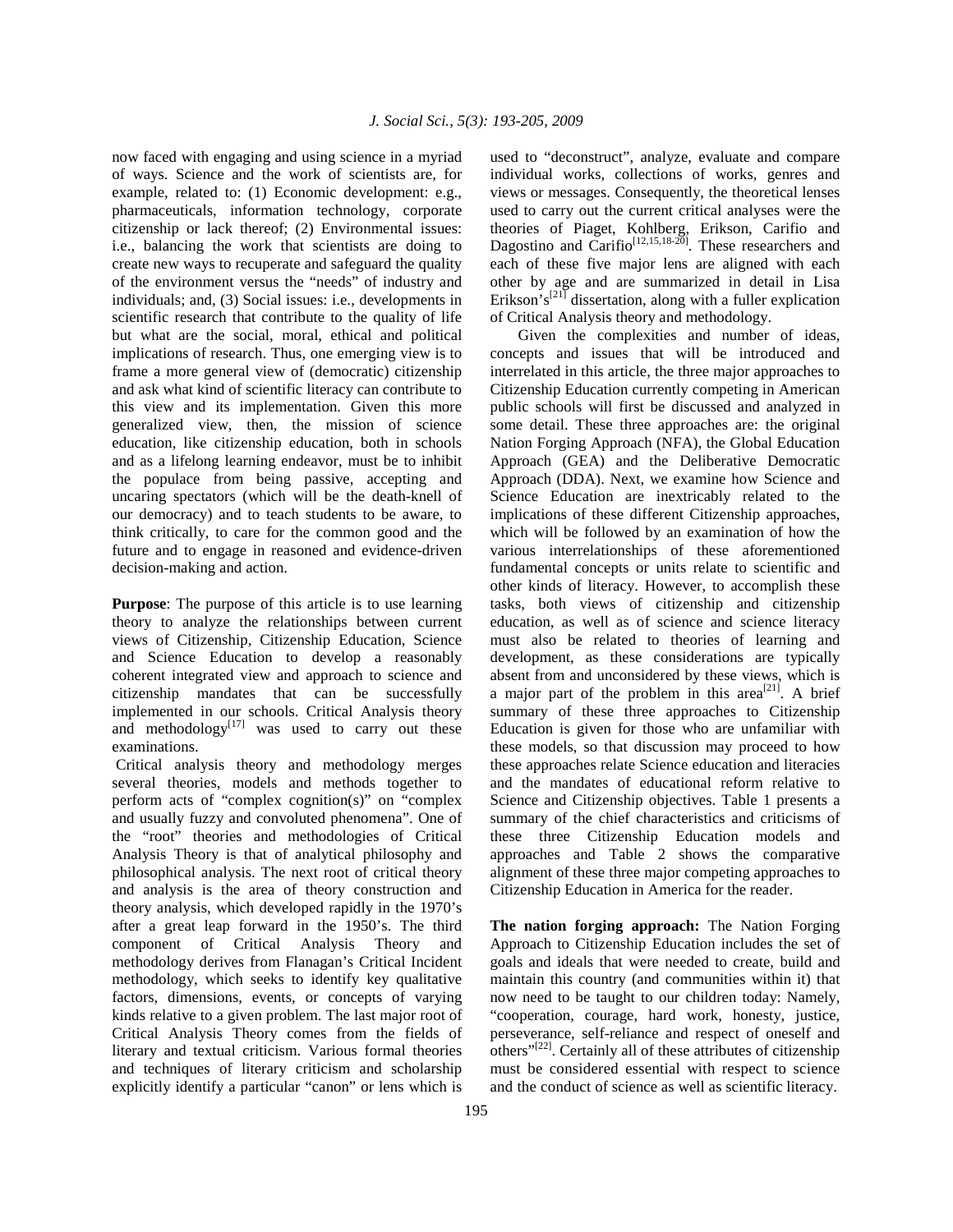now faced with engaging and using science in a myriad of ways. Science and the work of scientists are, for example, related to: (1) Economic development: e.g., pharmaceuticals, information technology, corporate citizenship or lack thereof; (2) Environmental issues: i.e., balancing the work that scientists are doing to create new ways to recuperate and safeguard the quality of the environment versus the "needs" of industry and individuals; and, (3) Social issues: i.e., developments in scientific research that contribute to the quality of life but what are the social, moral, ethical and political implications of research. Thus, one emerging view is to frame a more general view of (democratic) citizenship and ask what kind of scientific literacy can contribute to this view and its implementation. Given this more generalized view, then, the mission of science education, like citizenship education, both in schools and as a lifelong learning endeavor, must be to inhibit the populace from being passive, accepting and uncaring spectators (which will be the death-knell of our democracy) and to teach students to be aware, to think critically, to care for the common good and the future and to engage in reasoned and evidence-driven decision-making and action.

**Purpose**: The purpose of this article is to use learning theory to analyze the relationships between current views of Citizenship, Citizenship Education, Science and Science Education to develop a reasonably coherent integrated view and approach to science and citizenship mandates that can be successfully implemented in our schools. Critical Analysis theory and methodology[17] was used to carry out these examinations.

Critical analysis theory and methodology merges several theories, models and methods together to perform acts of "complex cognition(s)" on "complex and usually fuzzy and convoluted phenomena". One of the "root" theories and methodologies of Critical Analysis Theory is that of analytical philosophy and philosophical analysis. The next root of critical theory and analysis is the area of theory construction and theory analysis, which developed rapidly in the 1970's after a great leap forward in the 1950's. The third component of Critical Analysis Theory and methodology derives from Flanagan's Critical Incident methodology, which seeks to identify key qualitative factors, dimensions, events, or concepts of varying kinds relative to a given problem. The last major root of Critical Analysis Theory comes from the fields of literary and textual criticism. Various formal theories and techniques of literary criticism and scholarship explicitly identify a particular "canon" or lens which is used to "deconstruct", analyze, evaluate and compare individual works, collections of works, genres and views or messages. Consequently, the theoretical lenses used to carry out the current critical analyses were the theories of Piaget, Kohlberg, Erikson, Carifio and Dagostino and Carifio[12,15,18-20]. These researchers and each of these five major lens are aligned with each other by age and are summarized in detail in Lisa Erikson's[21] dissertation, along with a fuller explication of Critical Analysis theory and methodology.

Given the complexities and number of ideas, concepts and issues that will be introduced and interrelated in this article, the three major approaches to Citizenship Education currently competing in American public schools will first be discussed and analyzed in some detail. These three approaches are: the original Nation Forging Approach (NFA), the Global Education Approach (GEA) and the Deliberative Democratic Approach (DDA). Next, we examine how Science and Science Education are inextricably related to the implications of these different Citizenship approaches, which will be followed by an examination of how the various interrelationships of these aforementioned fundamental concepts or units relate to scientific and other kinds of literacy. However, to accomplish these tasks, both views of citizenship and citizenship education, as well as of science and science literacy must also be related to theories of learning and development, as these considerations are typically absent from and unconsidered by these views, which is a major part of the problem in this area[21]. A brief summary of these three approaches to Citizenship Education is given for those who are unfamiliar with these models, so that discussion may proceed to how these approaches relate Science education and literacies and the mandates of educational reform relative to Science and Citizenship objectives. Table 1 presents a summary of the chief characteristics and criticisms of these three Citizenship Education models and approaches and Table 2 shows the comparative alignment of these three major competing approaches to Citizenship Education in America for the reader.

**The nation forging approach:** The Nation Forging Approach to Citizenship Education includes the set of goals and ideals that were needed to create, build and maintain this country (and communities within it) that now need to be taught to our children today: Namely, "cooperation, courage, hard work, honesty, justice, perseverance, self-reliance and respect of oneself and others"[22]. Certainly all of these attributes of citizenship must be considered essential with respect to science and the conduct of science as well as scientific literacy.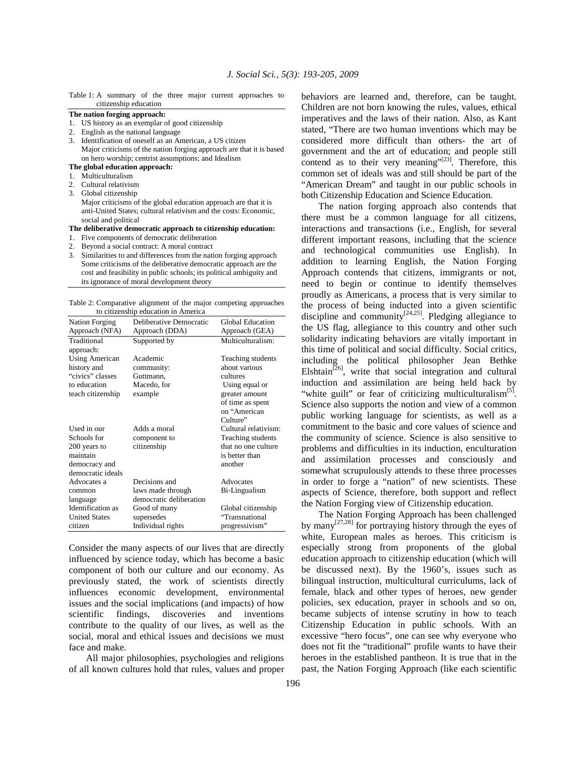Table 1: A summary of the three major current approaches to citizenship education

**The nation forging approach:**

1. US history as an exemplar of good citizenship
2. English as the national language
3. Identification of oneself as an American, a US citizen

Major criticisms of the nation forging approach are that it is based on hero worship; centrist assumptions; and Idealism

**The global education approach:**

1. Multiculturalism
2. Cultural relativism
3. Global citizenship

Major criticisms of the global education approach are that it is anti-United States; cultural relativism and the costs: Economic, social and political

**The deliberative democratic approach to citizenship education:**

1. Five components of democratic deliberation
2. Beyond a social contract: A moral contract
3. Similarities to and differences from the nation forging approach

Some criticisms of the deliberative democratic approach are the cost and feasibility in public schools; its political ambiguity and its ignorance of moral development theory

Table 2: Comparative alignment of the major competing approaches to citizenship education in America

| Nation Forging Approach (NFA) | Deliberative Democratic Approach (DDA) | Global Education Approach (GEA) |
|---|---|---|
| Traditional approach: Using American history and "civics" classes to education teach citizenship | Supported by Academic community: Guttmann, Macedo, for example | Multiculturalism: Teaching students about various cultures Using equal or greater amount of time as spent on "American Culture" |
| Used in our Schools for 200 years to maintain democracy and democratic ideals | Adds a moral component to citizenship | Cultural relativism: Teaching students that no one culture is better than another |
| Advocates a common language | Decisions and laws made through democratic deliberation | Advocates Bi-Lingualism |
| Identification as United States citizen | Good of many supersedes Individual rights | Global citizenship "Transnational progressivism" |

Consider the many aspects of our lives that are directly influenced by science today, which has become a basic component of both our culture and our economy. As previously stated, the work of scientists directly influences economic development, environmental issues and the social implications (and impacts) of how scientific findings, discoveries and inventions contribute to the quality of our lives, as well as the social, moral and ethical issues and decisions we must face and make.

All major philosophies, psychologies and religions of all known cultures hold that rules, values and proper behaviors are learned and, therefore, can be taught. Children are not born knowing the rules, values, ethical imperatives and the laws of their nation. Also, as Kant stated, "There are two human inventions which may be considered more difficult than others- the art of government and the art of education; and people still contend as to their very meaning"[23]. Therefore, this common set of ideals was and still should be part of the "American Dream" and taught in our public schools in both Citizenship Education and Science Education.

The nation forging approach also contends that there must be a common language for all citizens, interactions and transactions (i.e., English, for several different important reasons, including that the science and technological communities use English). In addition to learning English, the Nation Forging Approach contends that citizens, immigrants or not, need to begin or continue to identify themselves proudly as Americans, a process that is very similar to the process of being inducted into a given scientific discipline and community[24,25]. Pledging allegiance to the US flag, allegiance to this country and other such solidarity indicating behaviors are vitally important in this time of political and social difficulty. Social critics, including the political philosopher Jean Bethke Elshtain[26], write that social integration and cultural induction and assimilation are being held back by "white guilt" or fear of criticizing multiculturalism[5]. Science also supports the notion and view of a common public working language for scientists, as well as a commitment to the basic and core values of science and the community of science. Science is also sensitive to problems and difficulties in its induction, enculturation and assimilation processes and consciously and somewhat scrupulously attends to these three processes in order to forge a "nation" of new scientists. These aspects of Science, therefore, both support and reflect the Nation Forging view of Citizenship education.

The Nation Forging Approach has been challenged by many[27,28] for portraying history through the eyes of white, European males as heroes. This criticism is especially strong from proponents of the global education approach to citizenship education (which will be discussed next). By the 1960's, issues such as bilingual instruction, multicultural curriculums, lack of female, black and other types of heroes, new gender policies, sex education, prayer in schools and so on, became subjects of intense scrutiny in how to teach Citizenship Education in public schools. With an excessive "hero focus", one can see why everyone who does not fit the "traditional" profile wants to have their heroes in the established pantheon. It is true that in the past, the Nation Forging Approach (like each scientific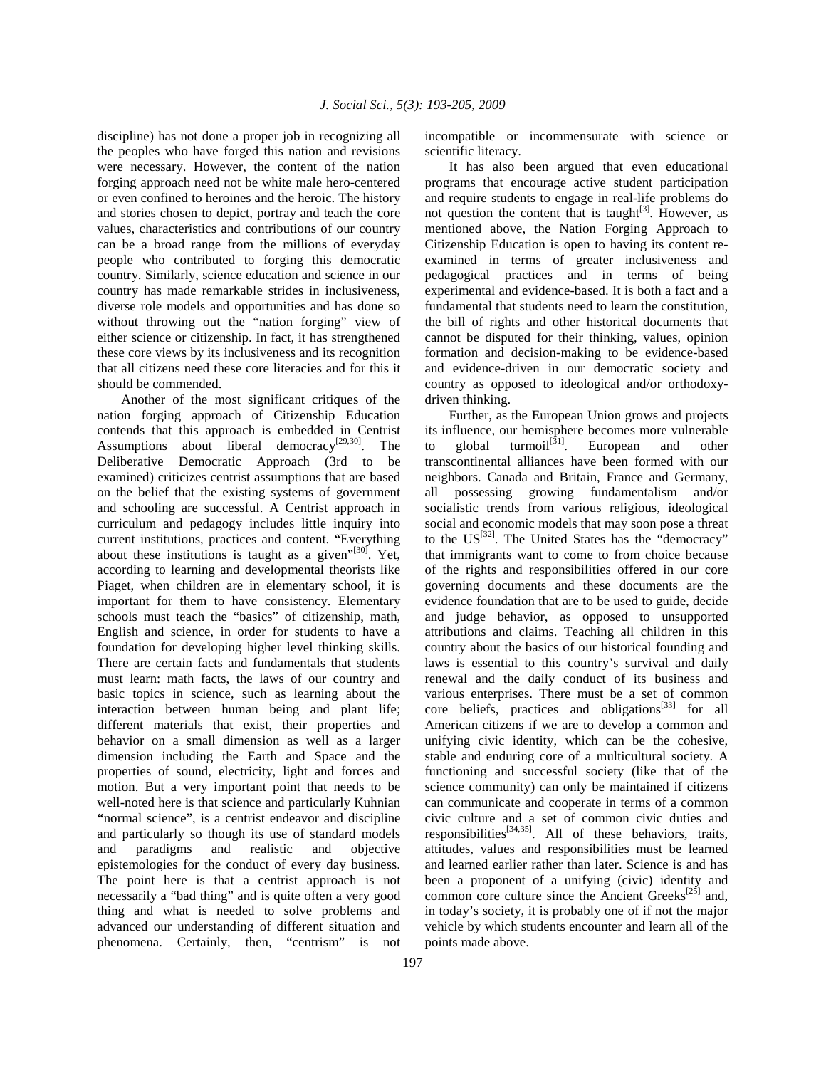discipline) has not done a proper job in recognizing all the peoples who have forged this nation and revisions were necessary. However, the content of the nation forging approach need not be white male hero-centered or even confined to heroines and the heroic. The history and stories chosen to depict, portray and teach the core values, characteristics and contributions of our country can be a broad range from the millions of everyday people who contributed to forging this democratic country. Similarly, science education and science in our country has made remarkable strides in inclusiveness, diverse role models and opportunities and has done so without throwing out the "nation forging" view of either science or citizenship. In fact, it has strengthened these core views by its inclusiveness and its recognition that all citizens need these core literacies and for this it should be commended.

Another of the most significant critiques of the nation forging approach of Citizenship Education contends that this approach is embedded in Centrist Assumptions about liberal democracy[29,30]. The Deliberative Democratic Approach (3rd to be examined) criticizes centrist assumptions that are based on the belief that the existing systems of government and schooling are successful. A Centrist approach in curriculum and pedagogy includes little inquiry into current institutions, practices and content. "Everything about these institutions is taught as a given"[30]. Yet, according to learning and developmental theorists like Piaget, when children are in elementary school, it is important for them to have consistency. Elementary schools must teach the "basics" of citizenship, math, English and science, in order for students to have a foundation for developing higher level thinking skills. There are certain facts and fundamentals that students must learn: math facts, the laws of our country and basic topics in science, such as learning about the interaction between human being and plant life; different materials that exist, their properties and behavior on a small dimension as well as a larger dimension including the Earth and Space and the properties of sound, electricity, light and forces and motion. But a very important point that needs to be well-noted here is that science and particularly Kuhnian "normal science", is a centrist endeavor and discipline and particularly so though its use of standard models and paradigms and realistic and objective epistemologies for the conduct of every day business. The point here is that a centrist approach is not necessarily a "bad thing" and is quite often a very good thing and what is needed to solve problems and advanced our understanding of different situation and phenomena. Certainly, then, "centrism" is not incompatible or incommensurate with science or scientific literacy.

It has also been argued that even educational programs that encourage active student participation and require students to engage in real-life problems do not question the content that is taught[3]. However, as mentioned above, the Nation Forging Approach to Citizenship Education is open to having its content re-examined in terms of greater inclusiveness and pedagogical practices and in terms of being experimental and evidence-based. It is both a fact and a fundamental that students need to learn the constitution, the bill of rights and other historical documents that cannot be disputed for their thinking, values, opinion formation and decision-making to be evidence-based and evidence-driven in our democratic society and country as opposed to ideological and/or orthodoxy-driven thinking.

Further, as the European Union grows and projects its influence, our hemisphere becomes more vulnerable to global turmoil[31]. European and other transcontinental alliances have been formed with our neighbors. Canada and Britain, France and Germany, all possessing growing fundamentalism and/or socialistic trends from various religious, ideological social and economic models that may soon pose a threat to the US[32]. The United States has the "democracy" that immigrants want to come to from choice because of the rights and responsibilities offered in our core governing documents and these documents are the evidence foundation that are to be used to guide, decide and judge behavior, as opposed to unsupported attributions and claims. Teaching all children in this country about the basics of our historical founding and laws is essential to this country's survival and daily renewal and the daily conduct of its business and various enterprises. There must be a set of common core beliefs, practices and obligations[33] for all American citizens if we are to develop a common and unifying civic identity, which can be the cohesive, stable and enduring core of a multicultural society. A functioning and successful society (like that of the science community) can only be maintained if citizens can communicate and cooperate in terms of a common civic culture and a set of common civic duties and responsibilities[34,35]. All of these behaviors, traits, attitudes, values and responsibilities must be learned and learned earlier rather than later. Science is and has been a proponent of a unifying (civic) identity and common core culture since the Ancient Greeks[25] and, in today's society, it is probably one of if not the major vehicle by which students encounter and learn all of the points made above.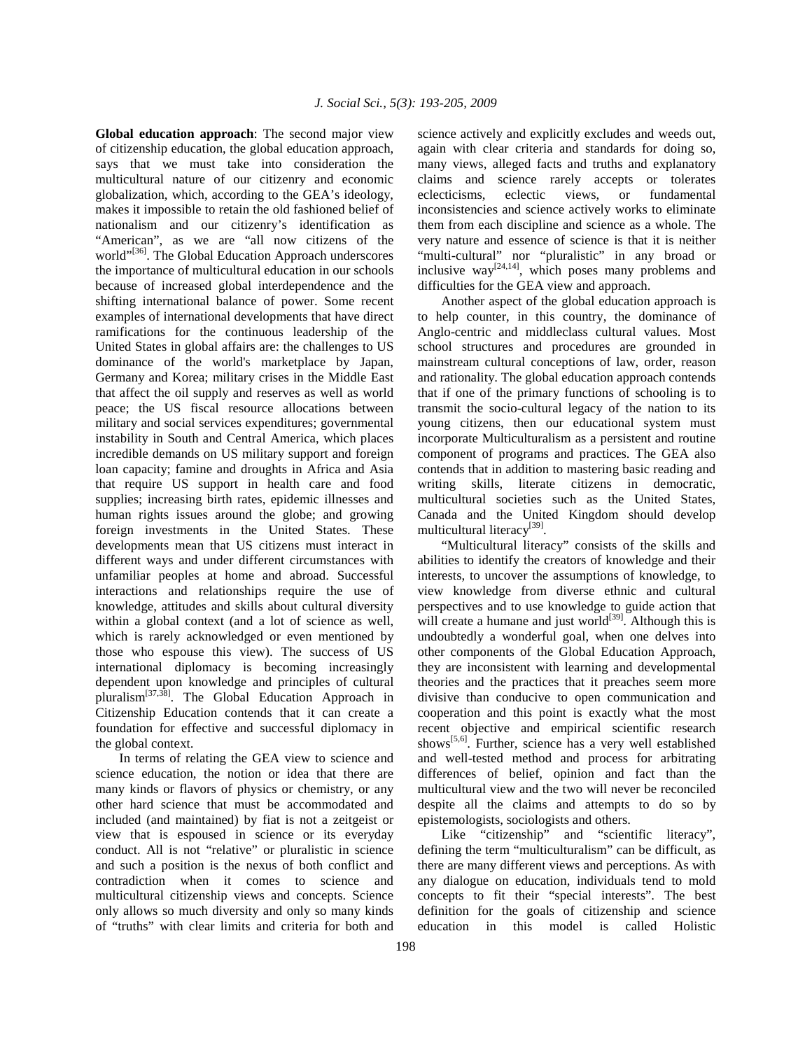**Global education approach**: The second major view of citizenship education, the global education approach, says that we must take into consideration the multicultural nature of our citizenry and economic globalization, which, according to the GEA's ideology, makes it impossible to retain the old fashioned belief of nationalism and our citizenry's identification as "American", as we are "all now citizens of the world"[36]. The Global Education Approach underscores the importance of multicultural education in our schools because of increased global interdependence and the shifting international balance of power. Some recent examples of international developments that have direct ramifications for the continuous leadership of the United States in global affairs are: the challenges to US dominance of the world's marketplace by Japan, Germany and Korea; military crises in the Middle East that affect the oil supply and reserves as well as world peace; the US fiscal resource allocations between military and social services expenditures; governmental instability in South and Central America, which places incredible demands on US military support and foreign loan capacity; famine and droughts in Africa and Asia that require US support in health care and food supplies; increasing birth rates, epidemic illnesses and human rights issues around the globe; and growing foreign investments in the United States. These developments mean that US citizens must interact in different ways and under different circumstances with unfamiliar peoples at home and abroad. Successful interactions and relationships require the use of knowledge, attitudes and skills about cultural diversity within a global context (and a lot of science as well, which is rarely acknowledged or even mentioned by those who espouse this view). The success of US international diplomacy is becoming increasingly dependent upon knowledge and principles of cultural pluralism[37,38]. The Global Education Approach in Citizenship Education contends that it can create a foundation for effective and successful diplomacy in the global context.

In terms of relating the GEA view to science and science education, the notion or idea that there are many kinds or flavors of physics or chemistry, or any other hard science that must be accommodated and included (and maintained) by fiat is not a zeitgeist or view that is espoused in science or its everyday conduct. All is not "relative" or pluralistic in science and such a position is the nexus of both conflict and contradiction when it comes to science and multicultural citizenship views and concepts. Science only allows so much diversity and only so many kinds of "truths" with clear limits and criteria for both and science actively and explicitly excludes and weeds out, again with clear criteria and standards for doing so, many views, alleged facts and truths and explanatory claims and science rarely accepts or tolerates eclecticisms, eclectic views, or fundamental inconsistencies and science actively works to eliminate them from each discipline and science as a whole. The very nature and essence of science is that it is neither "multi-cultural" nor "pluralistic" in any broad or inclusive way[24,14], which poses many problems and difficulties for the GEA view and approach.

Another aspect of the global education approach is to help counter, in this country, the dominance of Anglo-centric and middleclass cultural values. Most school structures and procedures are grounded in mainstream cultural conceptions of law, order, reason and rationality. The global education approach contends that if one of the primary functions of schooling is to transmit the socio-cultural legacy of the nation to its young citizens, then our educational system must incorporate Multiculturalism as a persistent and routine component of programs and practices. The GEA also contends that in addition to mastering basic reading and writing skills, literate citizens in democratic, multicultural societies such as the United States, Canada and the United Kingdom should develop multicultural literacy[39].

"Multicultural literacy" consists of the skills and abilities to identify the creators of knowledge and their interests, to uncover the assumptions of knowledge, to view knowledge from diverse ethnic and cultural perspectives and to use knowledge to guide action that will create a humane and just world[39]. Although this is undoubtedly a wonderful goal, when one delves into other components of the Global Education Approach, they are inconsistent with learning and developmental theories and the practices that it preaches seem more divisive than conducive to open communication and cooperation and this point is exactly what the most recent objective and empirical scientific research shows[5,6]. Further, science has a very well established and well-tested method and process for arbitrating differences of belief, opinion and fact than the multicultural view and the two will never be reconciled despite all the claims and attempts to do so by epistemologists, sociologists and others.

Like "citizenship" and "scientific literacy", defining the term "multiculturalism" can be difficult, as there are many different views and perceptions. As with any dialogue on education, individuals tend to mold concepts to fit their "special interests". The best definition for the goals of citizenship and science education in this model is called Holistic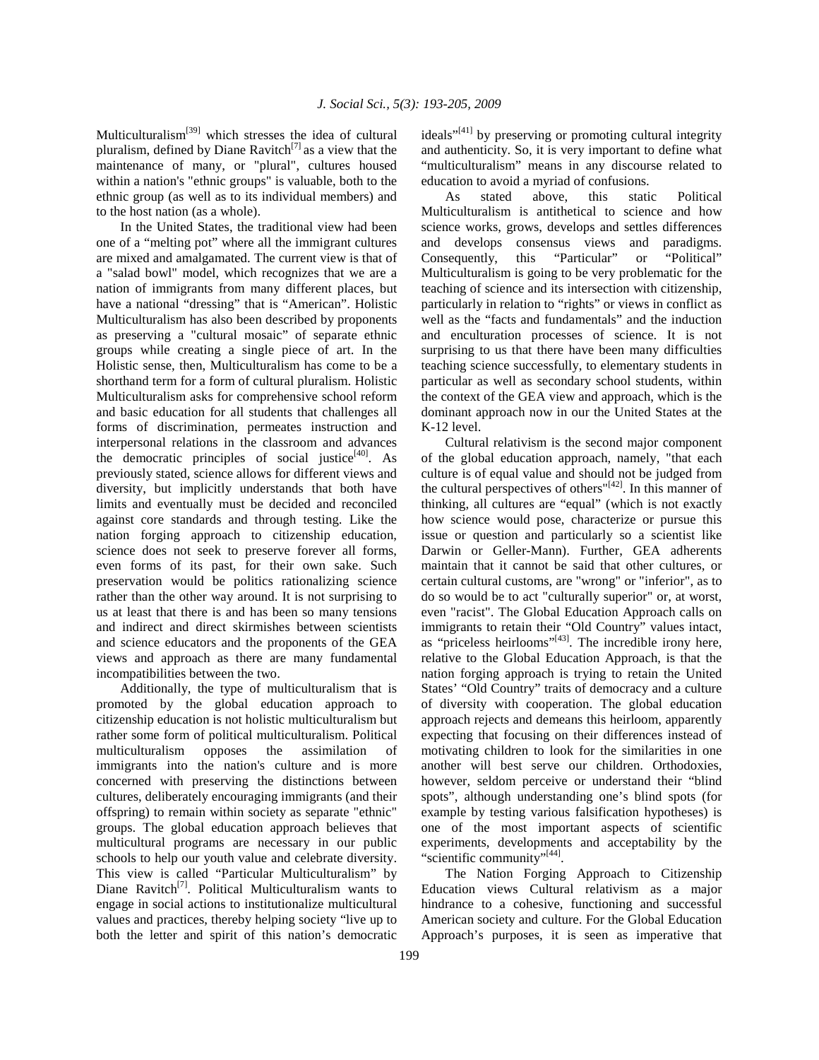Multiculturalism[39] which stresses the idea of cultural pluralism, defined by Diane Ravitch[7] as a view that the maintenance of many, or "plural", cultures housed within a nation's "ethnic groups" is valuable, both to the ethnic group (as well as to its individual members) and to the host nation (as a whole).

In the United States, the traditional view had been one of a "melting pot" where all the immigrant cultures are mixed and amalgamated. The current view is that of a "salad bowl" model, which recognizes that we are a nation of immigrants from many different places, but have a national "dressing" that is "American". Holistic Multiculturalism has also been described by proponents as preserving a "cultural mosaic" of separate ethnic groups while creating a single piece of art. In the Holistic sense, then, Multiculturalism has come to be a shorthand term for a form of cultural pluralism. Holistic Multiculturalism asks for comprehensive school reform and basic education for all students that challenges all forms of discrimination, permeates instruction and interpersonal relations in the classroom and advances the democratic principles of social justice[40]. As previously stated, science allows for different views and diversity, but implicitly understands that both have limits and eventually must be decided and reconciled against core standards and through testing. Like the nation forging approach to citizenship education, science does not seek to preserve forever all forms, even forms of its past, for their own sake. Such preservation would be politics rationalizing science rather than the other way around. It is not surprising to us at least that there is and has been so many tensions and indirect and direct skirmishes between scientists and science educators and the proponents of the GEA views and approach as there are many fundamental incompatibilities between the two.

Additionally, the type of multiculturalism that is promoted by the global education approach to citizenship education is not holistic multiculturalism but rather some form of political multiculturalism. Political multiculturalism opposes the assimilation of immigrants into the nation's culture and is more concerned with preserving the distinctions between cultures, deliberately encouraging immigrants (and their offspring) to remain within society as separate "ethnic" groups. The global education approach believes that multicultural programs are necessary in our public schools to help our youth value and celebrate diversity. This view is called "Particular Multiculturalism" by Diane Ravitch[7]. Political Multiculturalism wants to engage in social actions to institutionalize multicultural values and practices, thereby helping society "live up to both the letter and spirit of this nation's democratic ideals"[41] by preserving or promoting cultural integrity and authenticity. So, it is very important to define what "multiculturalism" means in any discourse related to education to avoid a myriad of confusions.

As stated above, this static Political Multiculturalism is antithetical to science and how science works, grows, develops and settles differences and develops consensus views and paradigms. Consequently, this "Particular" or "Political" Multiculturalism is going to be very problematic for the teaching of science and its intersection with citizenship, particularly in relation to "rights" or views in conflict as well as the "facts and fundamentals" and the induction and enculturation processes of science. It is not surprising to us that there have been many difficulties teaching science successfully, to elementary students in particular as well as secondary school students, within the context of the GEA view and approach, which is the dominant approach now in our the United States at the K-12 level.

Cultural relativism is the second major component of the global education approach, namely, "that each culture is of equal value and should not be judged from the cultural perspectives of others"[42]. In this manner of thinking, all cultures are "equal" (which is not exactly how science would pose, characterize or pursue this issue or question and particularly so a scientist like Darwin or Geller-Mann). Further, GEA adherents maintain that it cannot be said that other cultures, or certain cultural customs, are "wrong" or "inferior", as to do so would be to act "culturally superior" or, at worst, even "racist". The Global Education Approach calls on immigrants to retain their "Old Country" values intact, as "priceless heirlooms"[43]. The incredible irony here, relative to the Global Education Approach, is that the nation forging approach is trying to retain the United States' "Old Country" traits of democracy and a culture of diversity with cooperation. The global education approach rejects and demeans this heirloom, apparently expecting that focusing on their differences instead of motivating children to look for the similarities in one another will best serve our children. Orthodoxies, however, seldom perceive or understand their "blind spots", although understanding one's blind spots (for example by testing various falsification hypotheses) is one of the most important aspects of scientific experiments, developments and acceptability by the "scientific community"[44].

The Nation Forging Approach to Citizenship Education views Cultural relativism as a major hindrance to a cohesive, functioning and successful American society and culture. For the Global Education Approach's purposes, it is seen as imperative that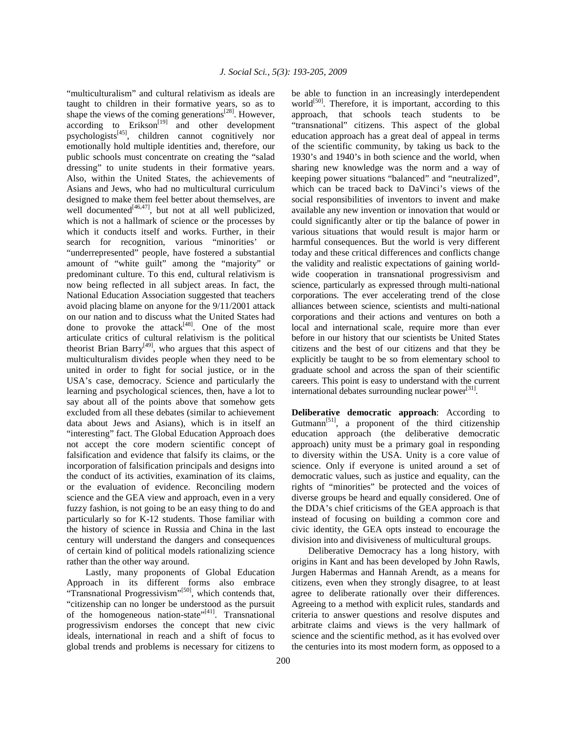"multiculturalism" and cultural relativism as ideals are taught to children in their formative years, so as to shape the views of the coming generations[28]. However, according to Erikson[19] and other development psychologists[45], children cannot cognitively nor emotionally hold multiple identities and, therefore, our public schools must concentrate on creating the "salad dressing" to unite students in their formative years. Also, within the United States, the achievements of Asians and Jews, who had no multicultural curriculum designed to make them feel better about themselves, are well documented[46,47], but not at all well publicized, which is not a hallmark of science or the processes by which it conducts itself and works. Further, in their search for recognition, various "minorities" or "underrepresented" people, have fostered a substantial amount of "white guilt" among the "majority" or predominant culture. To this end, cultural relativism is now being reflected in all subject areas. In fact, the National Education Association suggested that teachers avoid placing blame on anyone for the 9/11/2001 attack on our nation and to discuss what the United States had done to provoke the attack[48]. One of the most articulate critics of cultural relativism is the political theorist Brian Barry[49], who argues that this aspect of multiculturalism divides people when they need to be united in order to fight for social justice, or in the USA's case, democracy. Science and particularly the learning and psychological sciences, then, have a lot to say about all of the points above that somehow gets excluded from all these debates (similar to achievement data about Jews and Asians), which is in itself an "interesting" fact. The Global Education Approach does not accept the core modern scientific concept of falsification and evidence that falsify its claims, or the incorporation of falsification principals and designs into the conduct of its activities, examination of its claims, or the evaluation of evidence. Reconciling modern science and the GEA view and approach, even in a very fuzzy fashion, is not going to be an easy thing to do and particularly so for K-12 students. Those familiar with the history of science in Russia and China in the last century will understand the dangers and consequences of certain kind of political models rationalizing science rather than the other way around.

Lastly, many proponents of Global Education Approach in its different forms also embrace "Transnational Progressivism"[50], which contends that, "citizenship can no longer be understood as the pursuit of the homogeneous nation-state"[41]. Transnational progressivism endorses the concept that new civic ideals, international in reach and a shift of focus to global trends and problems is necessary for citizens to be able to function in an increasingly interdependent world[50]. Therefore, it is important, according to this approach, that schools teach students to be "transnational" citizens. This aspect of the global education approach has a great deal of appeal in terms of the scientific community, by taking us back to the 1930's and 1940's in both science and the world, when sharing new knowledge was the norm and a way of keeping power situations "balanced" and "neutralized", which can be traced back to DaVinci's views of the social responsibilities of inventors to invent and make available any new invention or innovation that would or could significantly alter or tip the balance of power in various situations that would result is major harm or harmful consequences. But the world is very different today and these critical differences and conflicts change the validity and realistic expectations of gaining world-wide cooperation in transnational progressivism and science, particularly as expressed through multi-national corporations. The ever accelerating trend of the close alliances between science, scientists and multi-national corporations and their actions and ventures on both a local and international scale, require more than ever before in our history that our scientists be United States citizens and the best of our citizens and that they be explicitly be taught to be so from elementary school to graduate school and across the span of their scientific careers. This point is easy to understand with the current international debates surrounding nuclear power[31].

**Deliberative democratic approach**: According to Gutmann[51], a proponent of the third citizenship education approach (the deliberative democratic approach) unity must be a primary goal in responding to diversity within the USA. Unity is a core value of science. Only if everyone is united around a set of democratic values, such as justice and equality, can the rights of "minorities" be protected and the voices of diverse groups be heard and equally considered. One of the DDA's chief criticisms of the GEA approach is that instead of focusing on building a common core and civic identity, the GEA opts instead to encourage the division into and divisiveness of multicultural groups.

Deliberative Democracy has a long history, with origins in Kant and has been developed by John Rawls, Jurgen Habermas and Hannah Arendt, as a means for citizens, even when they strongly disagree, to at least agree to deliberate rationally over their differences. Agreeing to a method with explicit rules, standards and criteria to answer questions and resolve disputes and arbitrate claims and views is the very hallmark of science and the scientific method, as it has evolved over the centuries into its most modern form, as opposed to a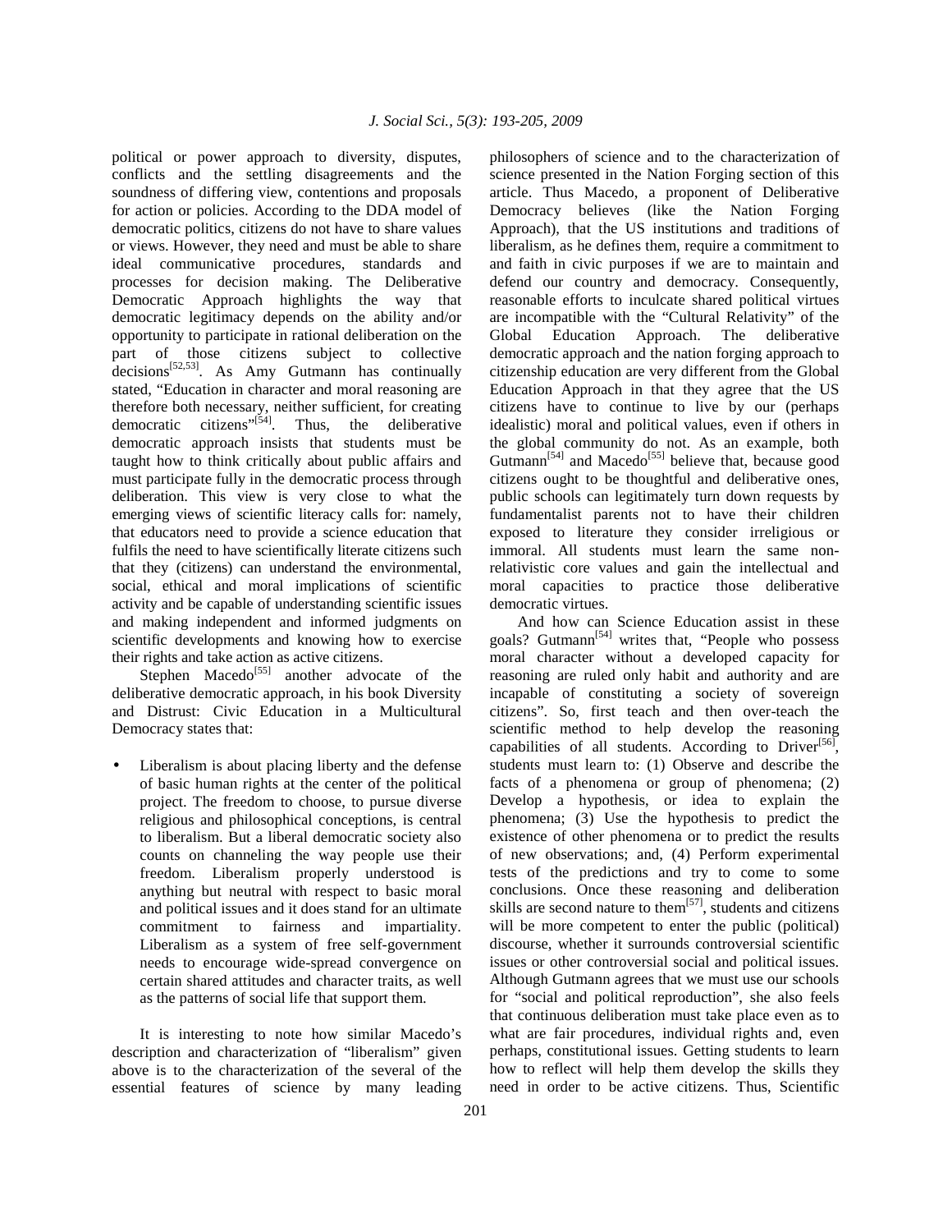political or power approach to diversity, disputes, conflicts and the settling disagreements and the soundness of differing view, contentions and proposals for action or policies. According to the DDA model of democratic politics, citizens do not have to share values or views. However, they need and must be able to share ideal communicative procedures, standards and processes for decision making. The Deliberative Democratic Approach highlights the way that democratic legitimacy depends on the ability and/or opportunity to participate in rational deliberation on the part of those citizens subject to collective decisions[52,53]. As Amy Gutmann has continually stated, "Education in character and moral reasoning are therefore both necessary, neither sufficient, for creating democratic citizens"[54]. Thus, the deliberative democratic approach insists that students must be taught how to think critically about public affairs and must participate fully in the democratic process through deliberation. This view is very close to what the emerging views of scientific literacy calls for: namely, that educators need to provide a science education that fulfils the need to have scientifically literate citizens such that they (citizens) can understand the environmental, social, ethical and moral implications of scientific activity and be capable of understanding scientific issues and making independent and informed judgments on scientific developments and knowing how to exercise their rights and take action as active citizens.

Stephen Macedo[55] another advocate of the deliberative democratic approach, in his book Diversity and Distrust: Civic Education in a Multicultural Democracy states that:

- Liberalism is about placing liberty and the defense of basic human rights at the center of the political project. The freedom to choose, to pursue diverse religious and philosophical conceptions, is central to liberalism. But a liberal democratic society also counts on channeling the way people use their freedom. Liberalism properly understood is anything but neutral with respect to basic moral and political issues and it does stand for an ultimate commitment to fairness and impartiality. Liberalism as a system of free self-government needs to encourage wide-spread convergence on certain shared attitudes and character traits, as well as the patterns of social life that support them.

It is interesting to note how similar Macedo's description and characterization of "liberalism" given above is to the characterization of the several of the essential features of science by many leading philosophers of science and to the characterization of science presented in the Nation Forging section of this article. Thus Macedo, a proponent of Deliberative Democracy believes (like the Nation Forging Approach), that the US institutions and traditions of liberalism, as he defines them, require a commitment to and faith in civic purposes if we are to maintain and defend our country and democracy. Consequently, reasonable efforts to inculcate shared political virtues are incompatible with the "Cultural Relativity" of the Global Education Approach. The deliberative democratic approach and the nation forging approach to citizenship education are very different from the Global Education Approach in that they agree that the US citizens have to continue to live by our (perhaps idealistic) moral and political values, even if others in the global community do not. As an example, both Gutmann[54] and Macedo[55] believe that, because good citizens ought to be thoughtful and deliberative ones, public schools can legitimately turn down requests by fundamentalist parents not to have their children exposed to literature they consider irreligious or immoral. All students must learn the same non-relativistic core values and gain the intellectual and moral capacities to practice those deliberative democratic virtues.

And how can Science Education assist in these goals? Gutmann[54] writes that, "People who possess moral character without a developed capacity for reasoning are ruled only habit and authority and are incapable of constituting a society of sovereign citizens". So, first teach and then over-teach the scientific method to help develop the reasoning capabilities of all students. According to Driver[56], students must learn to: (1) Observe and describe the facts of a phenomena or group of phenomena; (2) Develop a hypothesis, or idea to explain the phenomena; (3) Use the hypothesis to predict the existence of other phenomena or to predict the results of new observations; and, (4) Perform experimental tests of the predictions and try to come to some conclusions. Once these reasoning and deliberation skills are second nature to them[57], students and citizens will be more competent to enter the public (political) discourse, whether it surrounds controversial scientific issues or other controversial social and political issues. Although Gutmann agrees that we must use our schools for "social and political reproduction", she also feels that continuous deliberation must take place even as to what are fair procedures, individual rights and, even perhaps, constitutional issues. Getting students to learn how to reflect will help them develop the skills they need in order to be active citizens. Thus, Scientific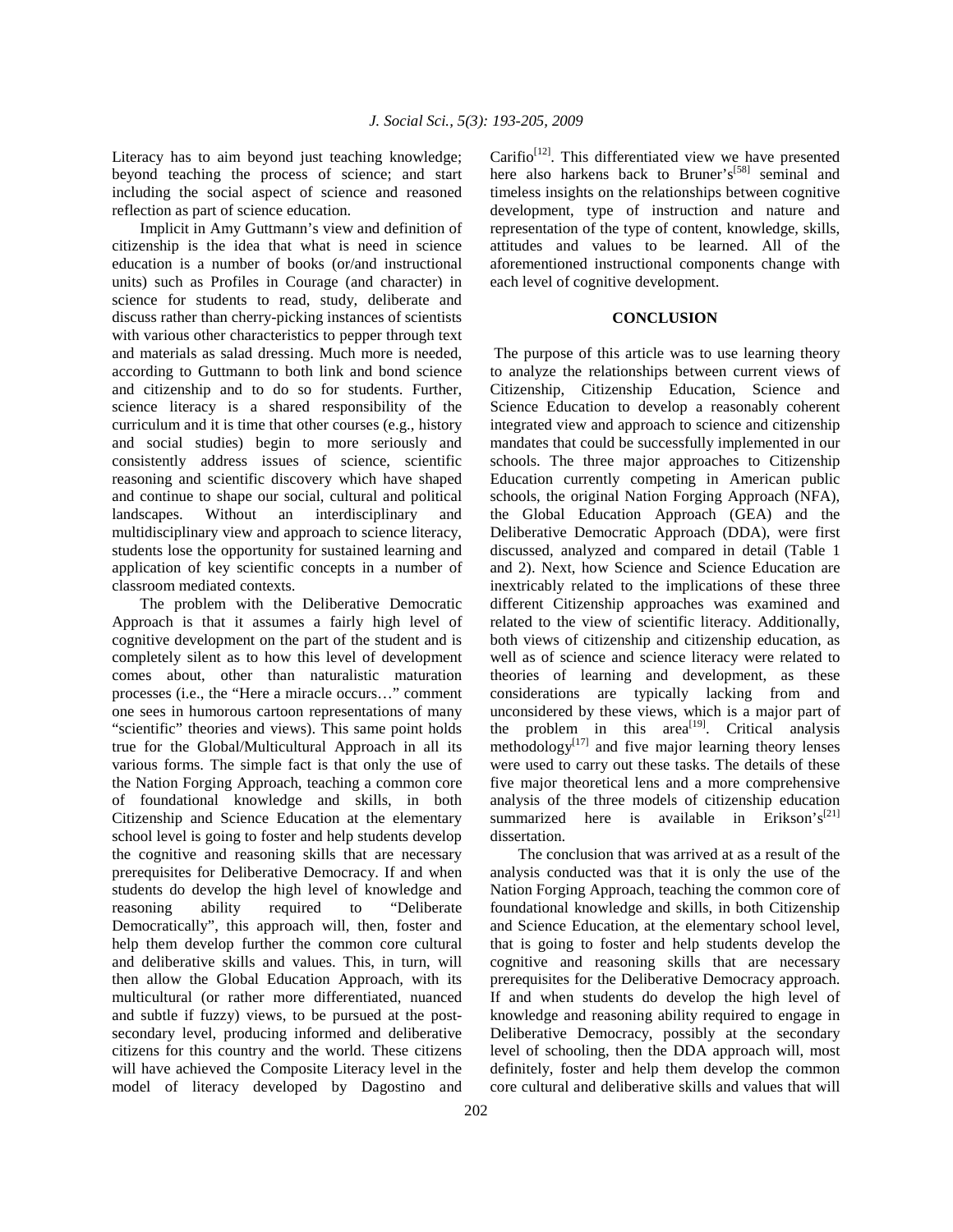Literacy has to aim beyond just teaching knowledge; beyond teaching the process of science; and start including the social aspect of science and reasoned reflection as part of science education.

Implicit in Amy Guttmann's view and definition of citizenship is the idea that what is need in science education is a number of books (or/and instructional units) such as Profiles in Courage (and character) in science for students to read, study, deliberate and discuss rather than cherry-picking instances of scientists with various other characteristics to pepper through text and materials as salad dressing. Much more is needed, according to Guttmann to both link and bond science and citizenship and to do so for students. Further, science literacy is a shared responsibility of the curriculum and it is time that other courses (e.g., history and social studies) begin to more seriously and consistently address issues of science, scientific reasoning and scientific discovery which have shaped and continue to shape our social, cultural and political landscapes. Without an interdisciplinary and multidisciplinary view and approach to science literacy, students lose the opportunity for sustained learning and application of key scientific concepts in a number of classroom mediated contexts.

The problem with the Deliberative Democratic Approach is that it assumes a fairly high level of cognitive development on the part of the student and is completely silent as to how this level of development comes about, other than naturalistic maturation processes (i.e., the "Here a miracle occurs…" comment one sees in humorous cartoon representations of many "scientific" theories and views). This same point holds true for the Global/Multicultural Approach in all its various forms. The simple fact is that only the use of the Nation Forging Approach, teaching a common core of foundational knowledge and skills, in both Citizenship and Science Education at the elementary school level is going to foster and help students develop the cognitive and reasoning skills that are necessary prerequisites for Deliberative Democracy. If and when students do develop the high level of knowledge and reasoning ability required to "Deliberate Democratically", this approach will, then, foster and help them develop further the common core cultural and deliberative skills and values. This, in turn, will then allow the Global Education Approach, with its multicultural (or rather more differentiated, nuanced and subtle if fuzzy) views, to be pursued at the post-secondary level, producing informed and deliberative citizens for this country and the world. These citizens will have achieved the Composite Literacy level in the model of literacy developed by Dagostino and Carifio[12]. This differentiated view we have presented here also harkens back to Bruner's[58] seminal and timeless insights on the relationships between cognitive development, type of instruction and nature and representation of the type of content, knowledge, skills, attitudes and values to be learned. All of the aforementioned instructional components change with each level of cognitive development.

## CONCLUSION

The purpose of this article was to use learning theory to analyze the relationships between current views of Citizenship, Citizenship Education, Science and Science Education to develop a reasonably coherent integrated view and approach to science and citizenship mandates that could be successfully implemented in our schools. The three major approaches to Citizenship Education currently competing in American public schools, the original Nation Forging Approach (NFA), the Global Education Approach (GEA) and the Deliberative Democratic Approach (DDA), were first discussed, analyzed and compared in detail (Table 1 and 2). Next, how Science and Science Education are inextricably related to the implications of these three different Citizenship approaches was examined and related to the view of scientific literacy. Additionally, both views of citizenship and citizenship education, as well as of science and science literacy were related to theories of learning and development, as these considerations are typically lacking from and unconsidered by these views, which is a major part of the problem in this area[19]. Critical analysis methodology[17] and five major learning theory lenses were used to carry out these tasks. The details of these five major theoretical lens and a more comprehensive analysis of the three models of citizenship education summarized here is available in Erikson's[21] dissertation.

The conclusion that was arrived at as a result of the analysis conducted was that it is only the use of the Nation Forging Approach, teaching the common core of foundational knowledge and skills, in both Citizenship and Science Education, at the elementary school level, that is going to foster and help students develop the cognitive and reasoning skills that are necessary prerequisites for the Deliberative Democracy approach. If and when students do develop the high level of knowledge and reasoning ability required to engage in Deliberative Democracy, possibly at the secondary level of schooling, then the DDA approach will, most definitely, foster and help them develop the common core cultural and deliberative skills and values that will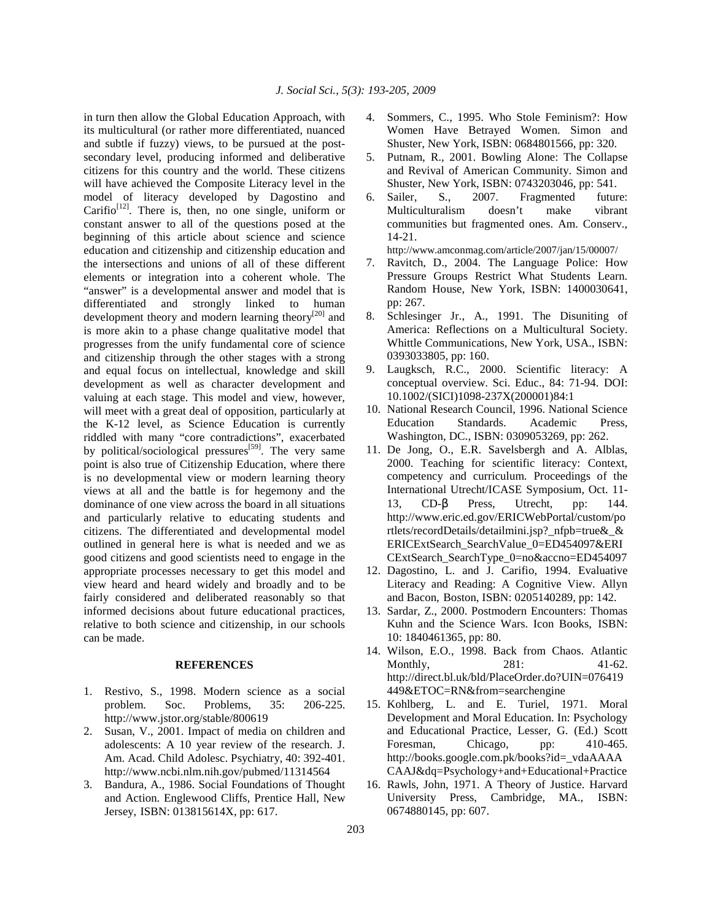in turn then allow the Global Education Approach, with its multicultural (or rather more differentiated, nuanced and subtle if fuzzy) views, to be pursued at the post-secondary level, producing informed and deliberative citizens for this country and the world. These citizens will have achieved the Composite Literacy level in the model of literacy developed by Dagostino and Carifio[12]. There is, then, no one single, uniform or constant answer to all of the questions posed at the beginning of this article about science and science education and citizenship and citizenship education and the intersections and unions of all of these different elements or integration into a coherent whole. The "answer" is a developmental answer and model that is differentiated and strongly linked to human development theory and modern learning theory[20] and is more akin to a phase change qualitative model that progresses from the unify fundamental core of science and citizenship through the other stages with a strong and equal focus on intellectual, knowledge and skill development as well as character development and valuing at each stage. This model and view, however, will meet with a great deal of opposition, particularly at the K-12 level, as Science Education is currently riddled with many "core contradictions", exacerbated by political/sociological pressures[59]. The very same point is also true of Citizenship Education, where there is no developmental view or modern learning theory views at all and the battle is for hegemony and the dominance of one view across the board in all situations and particularly relative to educating students and citizens. The differentiated and developmental model outlined in general here is what is needed and we as good citizens and good scientists need to engage in the appropriate processes necessary to get this model and view heard and heard widely and broadly and to be fairly considered and deliberated reasonably so that informed decisions about future educational practices, relative to both science and citizenship, in our schools can be made.

## REFERENCES

1. Restivo, S., 1998. Modern science as a social problem. Soc. Problems, 35: 206-225. http://www.jstor.org/stable/800619
2. Susan, V., 2001. Impact of media on children and adolescents: A 10 year review of the research. J. Am. Acad. Child Adolesc. Psychiatry, 40: 392-401. http://www.ncbi.nlm.nih.gov/pubmed/11314564
3. Bandura, A., 1986. Social Foundations of Thought and Action. Englewood Cliffs, Prentice Hall, New Jersey, ISBN: 013815614X, pp: 617.
4. Sommers, C., 1995. Who Stole Feminism?: How Women Have Betrayed Women. Simon and Shuster, New York, ISBN: 0684801566, pp: 320.
5. Putnam, R., 2001. Bowling Alone: The Collapse and Revival of American Community. Simon and Shuster, New York, ISBN: 0743203046, pp: 541.
6. Sailer, S., 2007. Fragmented future: Multiculturalism doesn't make vibrant communities but fragmented ones. Am. Conserv., 14-21. http://www.amconmag.com/article/2007/jan/15/00007/
7. Ravitch, D., 2004. The Language Police: How Pressure Groups Restrict What Students Learn. Random House, New York, ISBN: 1400030641, pp: 267.
8. Schlesinger Jr., A., 1991. The Disuniting of America: Reflections on a Multicultural Society. Whittle Communications, New York, USA., ISBN: 0393033805, pp: 160.
9. Laugksch, R.C., 2000. Scientific literacy: A conceptual overview. Sci. Educ., 84: 71-94. DOI: 10.1002/(SICI)1098-237X(200001)84:1
10. National Research Council, 1996. National Science Education Standards. Academic Press, Washington, DC., ISBN: 0309053269, pp: 262.
11. De Jong, O., E.R. Savelsbergh and A. Alblas, 2000. Teaching for scientific literacy: Context, competency and curriculum. Proceedings of the International Utrecht/ICASE Symposium, Oct. 11-13, CD-β Press, Utrecht, pp: 144. http://www.eric.ed.gov/ERICWebPortal/custom/portlets/recordDetails/detailmini.jsp?_nfpb=true&_&ERICExtSearch_SearchValue_0=ED454097&ERICExtSearch_SearchType_0=no&accno=ED454097
12. Dagostino, L. and J. Carifio, 1994. Evaluative Literacy and Reading: A Cognitive View. Allyn and Bacon, Boston, ISBN: 0205140289, pp: 142.
13. Sardar, Z., 2000. Postmodern Encounters: Thomas Kuhn and the Science Wars. Icon Books, ISBN: 10: 1840461365, pp: 80.
14. Wilson, E.O., 1998. Back from Chaos. Atlantic Monthly, 281: 41-62. http://direct.bl.uk/bld/PlaceOrder.do?UIN=076419449&ETOC=RN&from=searchengine
15. Kohlberg, L. and E. Turiel, 1971. Moral Development and Moral Education. In: Psychology and Educational Practice, Lesser, G. (Ed.) Scott Foresman, Chicago, pp: 410-465. http://books.google.com.pk/books?id=_vdaAAAACAAJ&dq=Psychology+and+Educational+Practice
16. Rawls, John, 1971. A Theory of Justice. Harvard University Press, Cambridge, MA., ISBN: 0674880145, pp: 607.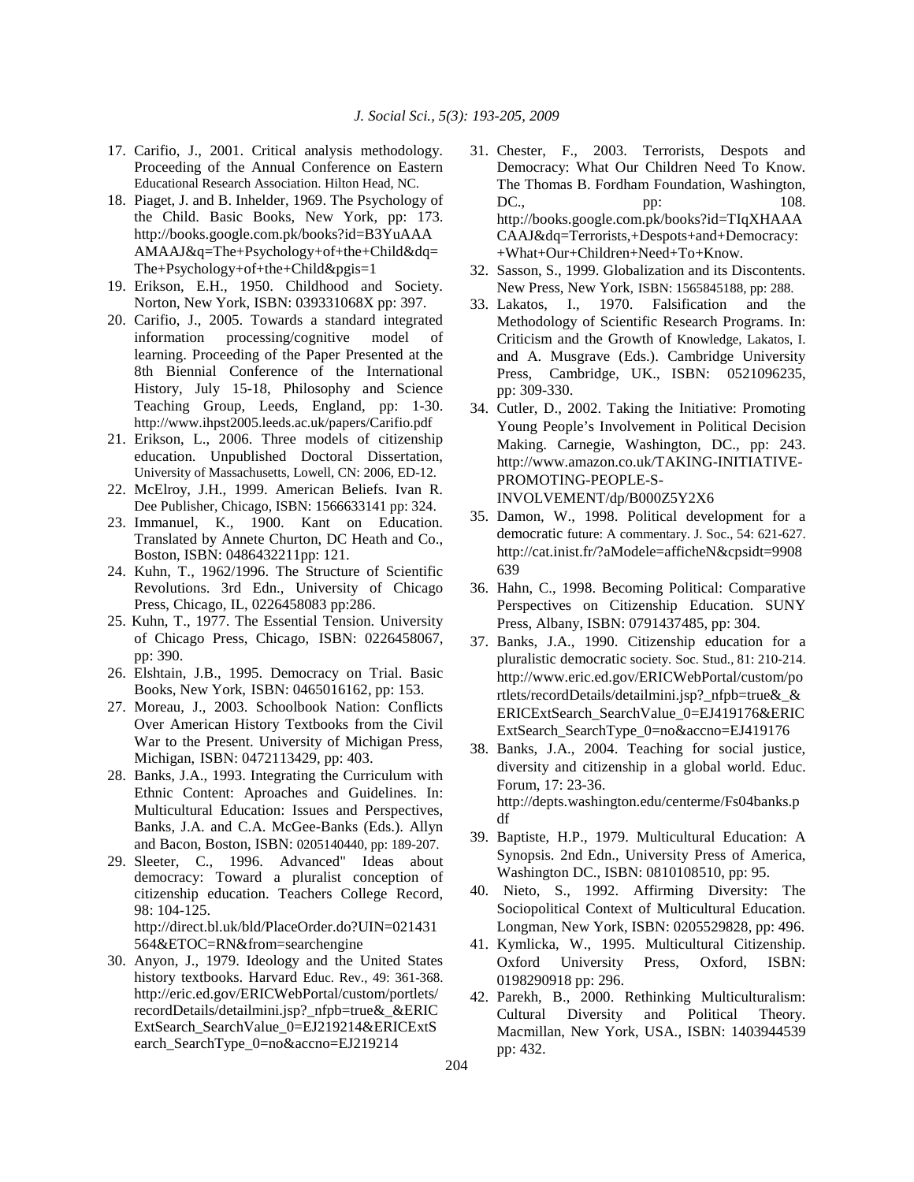17. Carifio, J., 2001. Critical analysis methodology. Proceeding of the Annual Conference on Eastern Educational Research Association. Hilton Head, NC.
18. Piaget, J. and B. Inhelder, 1969. The Psychology of the Child. Basic Books, New York, pp: 173. http://books.google.com.pk/books?id=B3YuAAAAMAAJ&q=The+Psychology+of+the+Child&dq=The+Psychology+of+the+Child&pgis=1
19. Erikson, E.H., 1950. Childhood and Society. Norton, New York, ISBN: 039331068X pp: 397.
20. Carifio, J., 2005. Towards a standard integrated information processing/cognitive model of learning. Proceeding of the Paper Presented at the 8th Biennial Conference of the International History, July 15-18, Philosophy and Science Teaching Group, Leeds, England, pp: 1-30. http://www.ihpst2005.leeds.ac.uk/papers/Carifio.pdf
21. Erikson, L., 2006. Three models of citizenship education. Unpublished Doctoral Dissertation, University of Massachusetts, Lowell, CN: 2006, ED-12.
22. McElroy, J.H., 1999. American Beliefs. Ivan R. Dee Publisher, Chicago, ISBN: 1566633141 pp: 324.
23. Immanuel, K., 1900. Kant on Education. Translated by Annete Churton, DC Heath and Co., Boston, ISBN: 0486432211pp: 121.
24. Kuhn, T., 1962/1996. The Structure of Scientific Revolutions. 3rd Edn., University of Chicago Press, Chicago, IL, 0226458083 pp:286.
25. Kuhn, T., 1977. The Essential Tension. University of Chicago Press, Chicago, ISBN: 0226458067, pp: 390.
26. Elshtain, J.B., 1995. Democracy on Trial. Basic Books, New York, ISBN: 0465016162, pp: 153.
27. Moreau, J., 2003. Schoolbook Nation: Conflicts Over American History Textbooks from the Civil War to the Present. University of Michigan Press, Michigan, ISBN: 0472113429, pp: 403.
28. Banks, J.A., 1993. Integrating the Curriculum with Ethnic Content: Aproaches and Guidelines. In: Multicultural Education: Issues and Perspectives, Banks, J.A. and C.A. McGee-Banks (Eds.). Allyn and Bacon, Boston, ISBN: 0205140440, pp: 189-207.
29. Sleeter, C., 1996. Advanced" Ideas about democracy: Toward a pluralist conception of citizenship education. Teachers College Record, 98: 104-125. http://direct.bl.uk/bld/PlaceOrder.do?UIN=021431564&ETOC=RN&from=searchengine
30. Anyon, J., 1979. Ideology and the United States history textbooks. Harvard Educ. Rev., 49: 361-368. http://eric.ed.gov/ERICWebPortal/custom/portlets/recordDetails/detailmini.jsp?_nfpb=true&_&ERICExtSearch_SearchValue_0=EJ219214&ERICExtSearch_SearchType_0=no&accno=EJ219214
31. Chester, F., 2003. Terrorists, Despots and Democracy: What Our Children Need To Know. The Thomas B. Fordham Foundation, Washington, DC., pp: 108. http://books.google.com.pk/books?id=TIqXHAAACAAJ&dq=Terrorists,+Despots+and+Democracy:+What+Our+Children+Need+To+Know.
32. Sasson, S., 1999. Globalization and its Discontents. New Press, New York, ISBN: 1565845188, pp: 288.
33. Lakatos, I., 1970. Falsification and the Methodology of Scientific Research Programs. In: Criticism and the Growth of Knowledge, Lakatos, I. and A. Musgrave (Eds.). Cambridge University Press, Cambridge, UK., ISBN: 0521096235, pp: 309-330.
34. Cutler, D., 2002. Taking the Initiative: Promoting Young People's Involvement in Political Decision Making. Carnegie, Washington, DC., pp: 243. http://www.amazon.co.uk/TAKING-INITIATIVE-PROMOTING-PEOPLE-S-INVOLVEMENT/dp/B000Z5Y2X6
35. Damon, W., 1998. Political development for a democratic future: A commentary. J. Soc., 54: 621-627. http://cat.inist.fr/?aModele=afficheN&cpsidt=9908639
36. Hahn, C., 1998. Becoming Political: Comparative Perspectives on Citizenship Education. SUNY Press, Albany, ISBN: 0791437485, pp: 304.
37. Banks, J.A., 1990. Citizenship education for a pluralistic democratic society. Soc. Stud., 81: 210-214. http://www.eric.ed.gov/ERICWebPortal/custom/portlets/recordDetails/detailmini.jsp?_nfpb=true&_&ERICExtSearch_SearchValue_0=EJ419176&ERICExtSearch_SearchType_0=no&accno=EJ419176
38. Banks, J.A., 2004. Teaching for social justice, diversity and citizenship in a global world. Educ. Forum, 17: 23-36. http://depts.washington.edu/centerme/Fs04banks.pdf
39. Baptiste, H.P., 1979. Multicultural Education: A Synopsis. 2nd Edn., University Press of America, Washington DC., ISBN: 0810108510, pp: 95.
40. Nieto, S., 1992. Affirming Diversity: The Sociopolitical Context of Multicultural Education. Longman, New York, ISBN: 0205529828, pp: 496.
41. Kymlicka, W., 1995. Multicultural Citizenship. Oxford University Press, Oxford, ISBN: 0198290918 pp: 296.
42. Parekh, B., 2000. Rethinking Multiculturalism: Cultural Diversity and Political Theory. Macmillan, New York, USA., ISBN: 1403944539 pp: 432.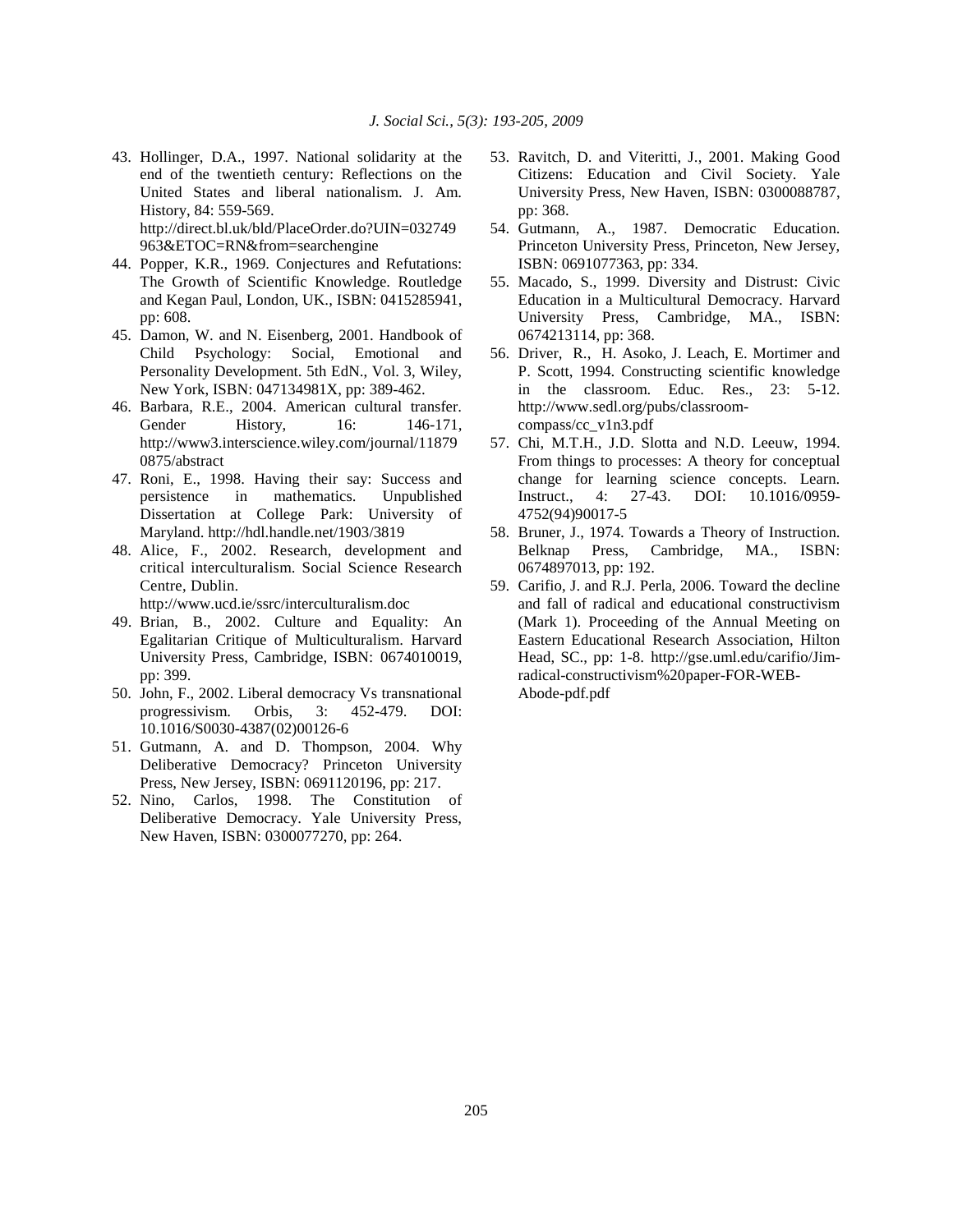43. Hollinger, D.A., 1997. National solidarity at the end of the twentieth century: Reflections on the United States and liberal nationalism. J. Am. History, 84: 559-569. http://direct.bl.uk/bld/PlaceOrder.do?UIN=032749963&ETOC=RN&from=searchengine
44. Popper, K.R., 1969. Conjectures and Refutations: The Growth of Scientific Knowledge. Routledge and Kegan Paul, London, UK., ISBN: 0415285941, pp: 608.
45. Damon, W. and N. Eisenberg, 2001. Handbook of Child Psychology: Social, Emotional and Personality Development. 5th EdN., Vol. 3, Wiley, New York, ISBN: 047134981X, pp: 389-462.
46. Barbara, R.E., 2004. American cultural transfer. Gender History, 16: 146-171, http://www3.interscience.wiley.com/journal/118790875/abstract
47. Roni, E., 1998. Having their say: Success and persistence in mathematics. Unpublished Dissertation at College Park: University of Maryland. http://hdl.handle.net/1903/3819
48. Alice, F., 2002. Research, development and critical interculturalism. Social Science Research Centre, Dublin. http://www.ucd.ie/ssrc/interculturalism.doc
49. Brian, B., 2002. Culture and Equality: An Egalitarian Critique of Multiculturalism. Harvard University Press, Cambridge, ISBN: 0674010019, pp: 399.
50. John, F., 2002. Liberal democracy Vs transnational progressivism. Orbis, 3: 452-479. DOI: 10.1016/S0030-4387(02)00126-6
51. Gutmann, A. and D. Thompson, 2004. Why Deliberative Democracy? Princeton University Press, New Jersey, ISBN: 0691120196, pp: 217.
52. Nino, Carlos, 1998. The Constitution of Deliberative Democracy. Yale University Press, New Haven, ISBN: 0300077270, pp: 264.
53. Ravitch, D. and Viteritti, J., 2001. Making Good Citizens: Education and Civil Society. Yale University Press, New Haven, ISBN: 0300088787, pp: 368.
54. Gutmann, A., 1987. Democratic Education. Princeton University Press, Princeton, New Jersey, ISBN: 0691077363, pp: 334.
55. Macado, S., 1999. Diversity and Distrust: Civic Education in a Multicultural Democracy. Harvard University Press, Cambridge, MA., ISBN: 0674213114, pp: 368.
56. Driver, R., H. Asoko, J. Leach, E. Mortimer and P. Scott, 1994. Constructing scientific knowledge in the classroom. Educ. Res., 23: 5-12. http://www.sedl.org/pubs/classroom-compass/cc_v1n3.pdf
57. Chi, M.T.H., J.D. Slotta and N.D. Leeuw, 1994. From things to processes: A theory for conceptual change for learning science concepts. Learn. Instruct., 4: 27-43. DOI: 10.1016/0959-4752(94)90017-5
58. Bruner, J., 1974. Towards a Theory of Instruction. Belknap Press, Cambridge, MA., ISBN: 0674897013, pp: 192.
59. Carifio, J. and R.J. Perla, 2006. Toward the decline and fall of radical and educational constructivism (Mark 1). Proceeding of the Annual Meeting on Eastern Educational Research Association, Hilton Head, SC., pp: 1-8. http://gse.uml.edu/carifio/Jim-radical-constructivism%20paper-FOR-WEB-Abode-pdf.pdf